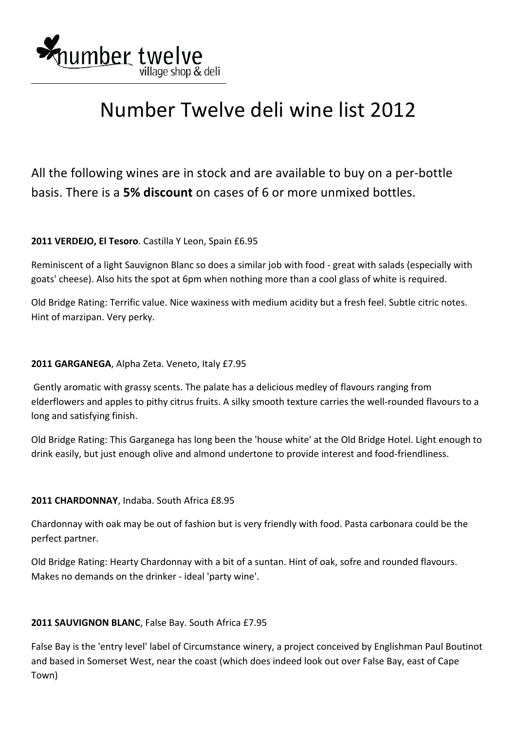number twelve
village shop & deli

# Number Twelve deli wine list 2012

All the following wines are in stock and are available to buy on a per-bottle basis. There is a **5% discount** on cases of 6 or more unmixed bottles.

**2011 VERDEJO, El Tesoro**. Castilla Y Leon, Spain £6.95

Reminiscent of a light Sauvignon Blanc so does a similar job with food - great with salads (especially with goats' cheese). Also hits the spot at 6pm when nothing more than a cool glass of white is required.

Old Bridge Rating: Terrific value. Nice waxiness with medium acidity but a fresh feel. Subtle citric notes. Hint of marzipan. Very perky.

**2011 GARGANEGA**, Alpha Zeta. Veneto, Italy £7.95

Gently aromatic with grassy scents. The palate has a delicious medley of flavours ranging from elderflowers and apples to pithy citrus fruits. A silky smooth texture carries the well-rounded flavours to a long and satisfying finish.

Old Bridge Rating: This Garganega has long been the 'house white' at the Old Bridge Hotel. Light enough to drink easily, but just enough olive and almond undertone to provide interest and food-friendliness.

**2011 CHARDONNAY**, Indaba. South Africa £8.95

Chardonnay with oak may be out of fashion but is very friendly with food. Pasta carbonara could be the perfect partner.

Old Bridge Rating: Hearty Chardonnay with a bit of a suntan. Hint of oak, sofre and rounded flavours. Makes no demands on the drinker - ideal 'party wine'.

**2011 SAUVIGNON BLANC**, False Bay. South Africa £7.95

False Bay is the 'entry level' label of Circumstance winery, a project conceived by Englishman Paul Boutinot and based in Somerset West, near the coast (which does indeed look out over False Bay, east of Cape Town)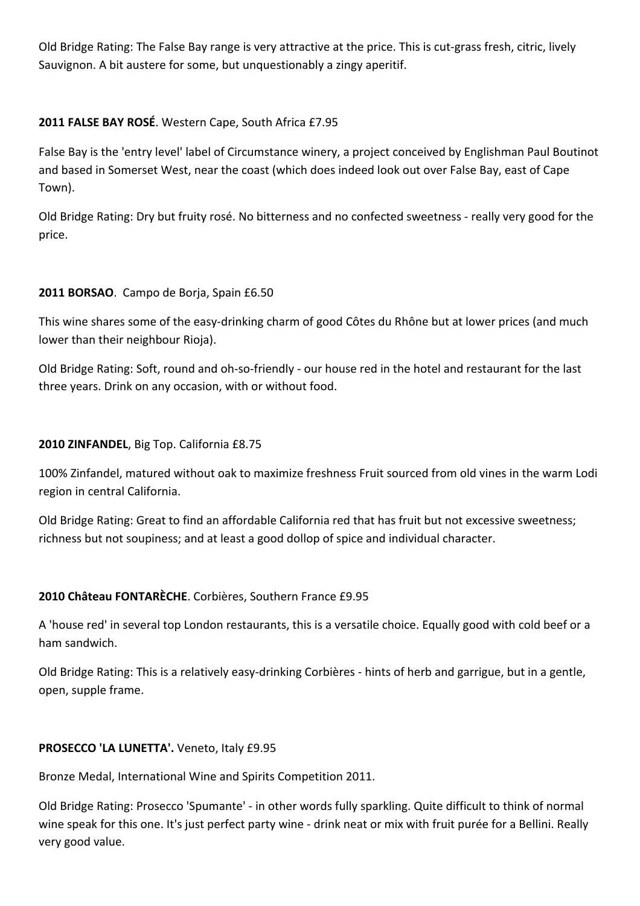Old Bridge Rating: The False Bay range is very attractive at the price. This is cut-grass fresh, citric, lively Sauvignon. A bit austere for some, but unquestionably a zingy aperitif.

**2011 FALSE BAY ROSÉ**. Western Cape, South Africa £7.95

False Bay is the 'entry level' label of Circumstance winery, a project conceived by Englishman Paul Boutinot and based in Somerset West, near the coast (which does indeed look out over False Bay, east of Cape Town).

Old Bridge Rating: Dry but fruity rosé. No bitterness and no confected sweetness - really very good for the price.

**2011 BORSAO**. Campo de Borja, Spain £6.50

This wine shares some of the easy-drinking charm of good Côtes du Rhône but at lower prices (and much lower than their neighbour Rioja).

Old Bridge Rating: Soft, round and oh-so-friendly - our house red in the hotel and restaurant for the last three years. Drink on any occasion, with or without food.

**2010 ZINFANDEL**, Big Top. California £8.75

100% Zinfandel, matured without oak to maximize freshness Fruit sourced from old vines in the warm Lodi region in central California.

Old Bridge Rating: Great to find an affordable California red that has fruit but not excessive sweetness; richness but not soupiness; and at least a good dollop of spice and individual character.

**2010 Château FONTARÈCHE**. Corbières, Southern France £9.95

A 'house red' in several top London restaurants, this is a versatile choice. Equally good with cold beef or a ham sandwich.

Old Bridge Rating: This is a relatively easy-drinking Corbières - hints of herb and garrigue, but in a gentle, open, supple frame.

**PROSECCO 'LA LUNETTA'.** Veneto, Italy £9.95

Bronze Medal, International Wine and Spirits Competition 2011.

Old Bridge Rating: Prosecco 'Spumante' - in other words fully sparkling. Quite difficult to think of normal wine speak for this one. It's just perfect party wine - drink neat or mix with fruit purée for a Bellini. Really very good value.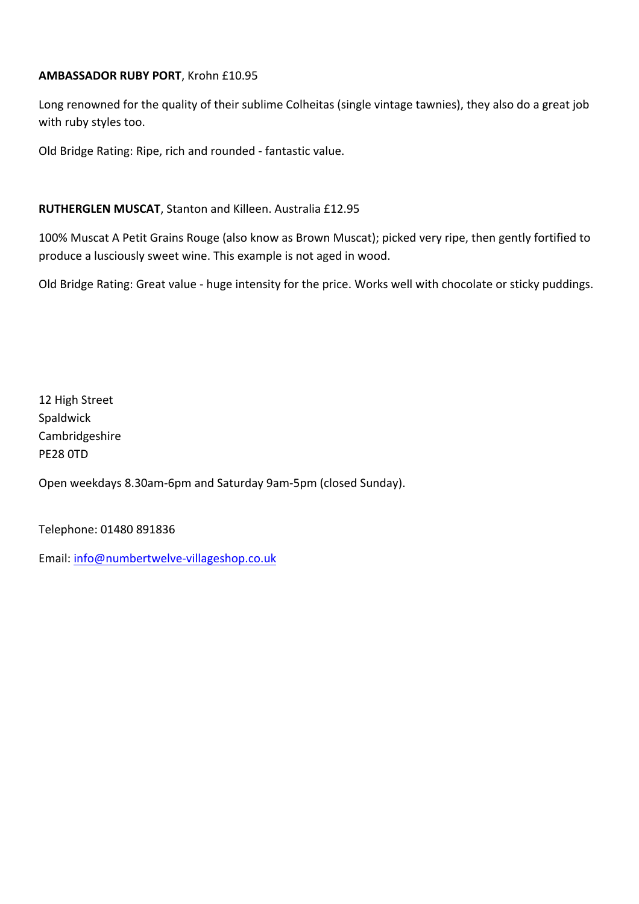**AMBASSADOR RUBY PORT**, Krohn £10.95

Long renowned for the quality of their sublime Colheitas (single vintage tawnies), they also do a great job with ruby styles too.

Old Bridge Rating: Ripe, rich and rounded - fantastic value.

**RUTHERGLEN MUSCAT**, Stanton and Killeen. Australia £12.95

100% Muscat A Petit Grains Rouge (also know as Brown Muscat); picked very ripe, then gently fortified to produce a lusciously sweet wine. This example is not aged in wood.

Old Bridge Rating: Great value - huge intensity for the price. Works well with chocolate or sticky puddings.

12 High Street
Spaldwick
Cambridgeshire
PE28 0TD

Open weekdays 8.30am-6pm and Saturday 9am-5pm (closed Sunday).

Telephone: 01480 891836

Email: info@numbertwelve-villageshop.co.uk